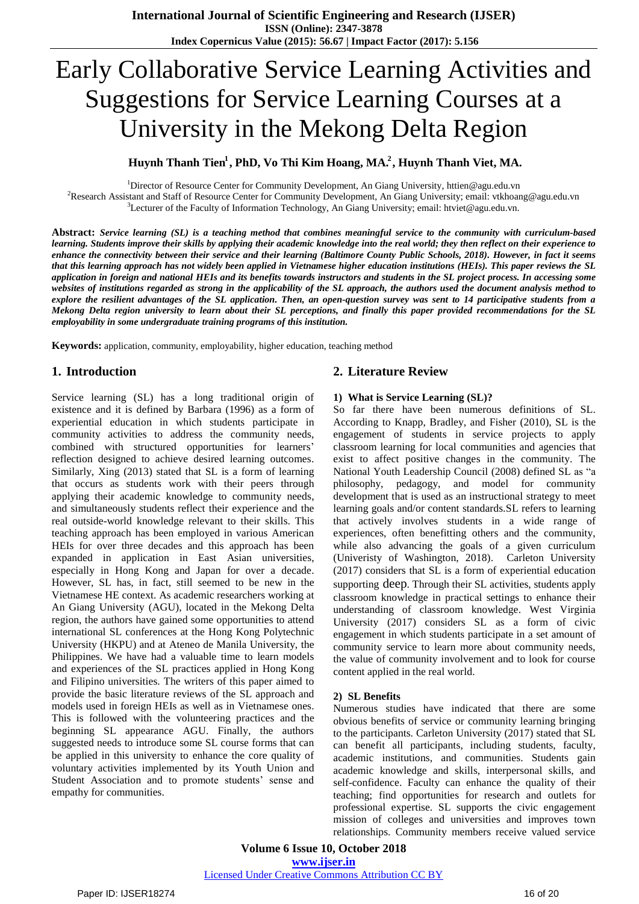# Early Collaborative Service Learning Activities and Suggestions for Service Learning Courses at a University in the Mekong Delta Region

**Huynh Thanh Tien[1], PhD, Vo Thi Kim Hoang, MA.[2], Huynh Thanh Viet, MA.**

[1]Director of Resource Center for Community Development, An Giang University, httien@agu.edu.vn
[2]Research Assistant and Staff of Resource Center for Community Development, An Giang University; email: vtkhoang@agu.edu.vn
[3]Lecturer of the Faculty of Information Technology, An Giang University; email: htviet@agu.edu.vn.

**Abstract:** ***Service learning (SL) is a teaching method that combines meaningful service to the community with curriculum-based learning. Students improve their skills by applying their academic knowledge into the real world; they then reflect on their experience to enhance the connectivity between their service and their learning (Baltimore County Public Schools, 2018). However, in fact it seems that this learning approach has not widely been applied in Vietnamese higher education institutions (HEIs). This paper reviews the SL application in foreign and national HEIs and its benefits towards instructors and students in the SL project process. In accessing some websites of institutions regarded as strong in the applicability of the SL approach, the authors used the document analysis method to explore the resilient advantages of the SL application. Then, an open-question survey was sent to 14 participative students from a Mekong Delta region university to learn about their SL perceptions, and finally this paper provided recommendations for the SL employability in some undergraduate training programs of this institution.***

**Keywords:** application, community, employability, higher education, teaching method

## 1. Introduction

Service learning (SL) has a long traditional origin of existence and it is defined by Barbara (1996) as a form of experiential education in which students participate in community activities to address the community needs, combined with structured opportunities for learners' reflection designed to achieve desired learning outcomes. Similarly, Xing (2013) stated that SL is a form of learning that occurs as students work with their peers through applying their academic knowledge to community needs, and simultaneously students reflect their experience and the real outside-world knowledge relevant to their skills. This teaching approach has been employed in various American HEIs for over three decades and this approach has been expanded in application in East Asian universities, especially in Hong Kong and Japan for over a decade. However, SL has, in fact, still seemed to be new in the Vietnamese HE context. As academic researchers working at An Giang University (AGU), located in the Mekong Delta region, the authors have gained some opportunities to attend international SL conferences at the Hong Kong Polytechnic University (HKPU) and at Ateneo de Manila University, the Philippines. We have had a valuable time to learn models and experiences of the SL practices applied in Hong Kong and Filipino universities. The writers of this paper aimed to provide the basic literature reviews of the SL approach and models used in foreign HEIs as well as in Vietnamese ones. This is followed with the volunteering practices and the beginning SL appearance AGU. Finally, the authors suggested needs to introduce some SL course forms that can be applied in this university to enhance the core quality of voluntary activities implemented by its Youth Union and Student Association and to promote students' sense and empathy for communities.

## 2. Literature Review

### 1) What is Service Learning (SL)?

So far there have been numerous definitions of SL. According to Knapp, Bradley, and Fisher (2010), SL is the engagement of students in service projects to apply classroom learning for local communities and agencies that exist to affect positive changes in the community. The National Youth Leadership Council (2008) defined SL as "a philosophy, pedagogy, and model for community development that is used as an instructional strategy to meet learning goals and/or content standards.SL refers to learning that actively involves students in a wide range of experiences, often benefitting others and the community, while also advancing the goals of a given curriculum (Univeristy of Washington, 2018). Carleton University (2017) considers that SL is a form of experiential education supporting deep. Through their SL activities, students apply classroom knowledge in practical settings to enhance their understanding of classroom knowledge. West Virginia University (2017) considers SL as a form of civic engagement in which students participate in a set amount of community service to learn more about community needs, the value of community involvement and to look for course content applied in the real world.

### 2) SL Benefits

Numerous studies have indicated that there are some obvious benefits of service or community learning bringing to the participants. Carleton University (2017) stated that SL can benefit all participants, including students, faculty, academic institutions, and communities. Students gain academic knowledge and skills, interpersonal skills, and self-confidence. Faculty can enhance the quality of their teaching; find opportunities for research and outlets for professional expertise. SL supports the civic engagement mission of colleges and universities and improves town relationships. Community members receive valued service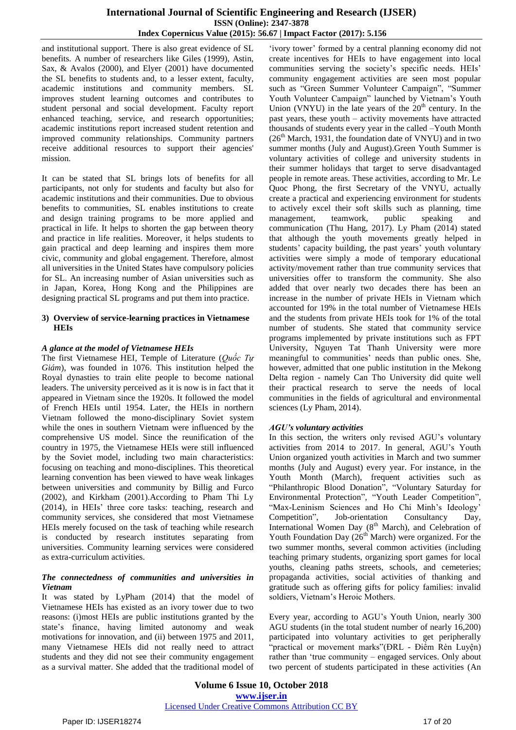and institutional support. There is also great evidence of SL benefits. A number of researchers like Giles (1999), Astin, Sax, & Avalos (2000), and Elyer (2001) have documented the SL benefits to students and, to a lesser extent, faculty, academic institutions and community members. SL improves student learning outcomes and contributes to student personal and social development. Faculty report enhanced teaching, service, and research opportunities; academic institutions report increased student retention and improved community relationships. Community partners receive additional resources to support their agencies' mission.

It can be stated that SL brings lots of benefits for all participants, not only for students and faculty but also for academic institutions and their communities. Due to obvious benefits to communities, SL enables institutions to create and design training programs to be more applied and practical in life. It helps to shorten the gap between theory and practice in life realities. Moreover, it helps students to gain practical and deep learning and inspires them more civic, community and global engagement. Therefore, almost all universities in the United States have compulsory policies for SL. An increasing number of Asian universities such as in Japan, Korea, Hong Kong and the Philippines are designing practical SL programs and put them into practice.

### 3) Overview of service-learning practices in Vietnamese HEIs

***A glance at the model of Vietnamese HEIs***

The first Vietnamese HEI, Temple of Literature (*Quốc Tự Giám*), was founded in 1076. This institution helped the Royal dynasties to train elite people to become national leaders. The university perceived as it is now is in fact that it appeared in Vietnam since the 1920s. It followed the model of French HEIs until 1954. Later, the HEIs in northern Vietnam followed the mono-disciplinary Soviet system while the ones in southern Vietnam were influenced by the comprehensive US model. Since the reunification of the country in 1975, the Vietnamese HEIs were still influenced by the Soviet model, including two main characteristics: focusing on teaching and mono-disciplines. This theoretical learning convention has been viewed to have weak linkages between universities and community by Billig and Furco (2002), and Kirkham (2001).According to Pham Thi Ly (2014), in HEIs' three core tasks: teaching, research and community services, she considered that most Vietnamese HEIs merely focused on the task of teaching while research is conducted by research institutes separating from universities. Community learning services were considered as extra-curriculum activities.

***The connectedness of communities and universities in Vietnam***

It was stated by LyPham (2014) that the model of Vietnamese HEIs has existed as an ivory tower due to two reasons: (i)most HEIs are public institutions granted by the state's finance, having limited autonomy and weak motivations for innovation, and (ii) between 1975 and 2011, many Vietnamese HEIs did not really need to attract students and they did not see their community engagement as a survival matter. She added that the traditional model of 'ivory tower' formed by a central planning economy did not create incentives for HEIs to have engagement into local communities serving the society's specific needs. HEIs' community engagement activities are seen most popular such as "Green Summer Volunteer Campaign", "Summer Youth Volunteer Campaign" launched by Vietnam's Youth Union (VNYU) in the late years of the 20th century. In the past years, these youth – activity movements have attracted thousands of students every year in the called –Youth Month (26th March, 1931, the foundation date of VNYU) and in two summer months (July and August).Green Youth Summer is voluntary activities of college and university students in their summer holidays that target to serve disadvantaged people in remote areas. These activities, according to Mr. Le Quoc Phong, the first Secretary of the VNYU, actually create a practical and experiencing environment for students to actively excel their soft skills such as planning, time management, teamwork, public speaking and communication (Thu Hang, 2017). Ly Pham (2014) stated that although the youth movements greatly helped in students' capacity building, the past years' youth voluntary activities were simply a mode of temporary educational activity/movement rather than true community services that universities offer to transform the community. She also added that over nearly two decades there has been an increase in the number of private HEIs in Vietnam which accounted for 19% in the total number of Vietnamese HEIs and the students from private HEIs took for 1% of the total number of students. She stated that community service programs implemented by private institutions such as FPT University, Nguyen Tat Thanh University were more meaningful to communities' needs than public ones. She, however, admitted that one public institution in the Mekong Delta region - namely Can Tho University did quite well their practical research to serve the needs of local communities in the fields of agricultural and environmental sciences (Ly Pham, 2014).

***AGU's voluntary activities***

In this section, the writers only revised AGU's voluntary activities from 2014 to 2017. In general, AGU's Youth Union organized youth activities in March and two summer months (July and August) every year. For instance, in the Youth Month (March), frequent activities such as "Philanthropic Blood Donation", "Voluntary Saturday for Environmental Protection", "Youth Leader Competition", "Max-Leninism Sciences and Ho Chi Minh's Ideology' Competition", Job-orientation Consultancy Day, International Women Day (8th March), and Celebration of Youth Foundation Day (26th March) were organized. For the two summer months, several common activities (including teaching primary students, organizing sport games for local youths, cleaning paths streets, schools, and cemeteries; propaganda activities, social activities of thanking and gratitude such as offering gifts for policy families: invalid soldiers, Vietnam's Heroic Mothers.

Every year, according to AGU's Youth Union, nearly 300 AGU students (in the total student number of nearly 16,200) participated into voluntary activities to get peripherally "practical or movement marks"(ĐRL - Điểm Rèn Luyện) rather than 'true community – engaged services. Only about two percent of students participated in these activities (An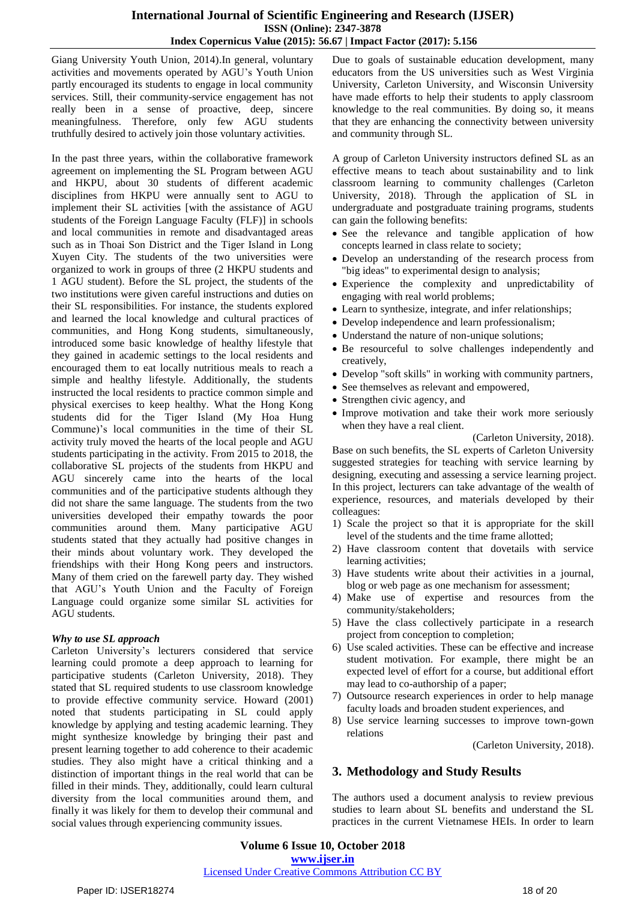Giang University Youth Union, 2014).In general, voluntary activities and movements operated by AGU's Youth Union partly encouraged its students to engage in local community services. Still, their community-service engagement has not really been in a sense of proactive, deep, sincere meaningfulness. Therefore, only few AGU students truthfully desired to actively join those voluntary activities.

In the past three years, within the collaborative framework agreement on implementing the SL Program between AGU and HKPU, about 30 students of different academic disciplines from HKPU were annually sent to AGU to implement their SL activities [with the assistance of AGU students of the Foreign Language Faculty (FLF)] in schools and local communities in remote and disadvantaged areas such as in Thoai Son District and the Tiger Island in Long Xuyen City. The students of the two universities were organized to work in groups of three (2 HKPU students and 1 AGU student). Before the SL project, the students of the two institutions were given careful instructions and duties on their SL responsibilities. For instance, the students explored and learned the local knowledge and cultural practices of communities, and Hong Kong students, simultaneously, introduced some basic knowledge of healthy lifestyle that they gained in academic settings to the local residents and encouraged them to eat locally nutritious meals to reach a simple and healthy lifestyle. Additionally, the students instructed the local residents to practice common simple and physical exercises to keep healthy. What the Hong Kong students did for the Tiger Island (My Hoa Hung Commune)'s local communities in the time of their SL activity truly moved the hearts of the local people and AGU students participating in the activity. From 2015 to 2018, the collaborative SL projects of the students from HKPU and AGU sincerely came into the hearts of the local communities and of the participative students although they did not share the same language. The students from the two universities developed their empathy towards the poor communities around them. Many participative AGU students stated that they actually had positive changes in their minds about voluntary work. They developed the friendships with their Hong Kong peers and instructors. Many of them cried on the farewell party day. They wished that AGU's Youth Union and the Faculty of Foreign Language could organize some similar SL activities for AGU students.

***Why to use SL approach***

Carleton University's lecturers considered that service learning could promote a deep approach to learning for participative students (Carleton University, 2018). They stated that SL required students to use classroom knowledge to provide effective community service. Howard (2001) noted that students participating in SL could apply knowledge by applying and testing academic learning. They might synthesize knowledge by bringing their past and present learning together to add coherence to their academic studies. They also might have a critical thinking and a distinction of important things in the real world that can be filled in their minds. They, additionally, could learn cultural diversity from the local communities around them, and finally it was likely for them to develop their communal and social values through experiencing community issues.

Due to goals of sustainable education development, many educators from the US universities such as West Virginia University, Carleton University, and Wisconsin University have made efforts to help their students to apply classroom knowledge to the real communities. By doing so, it means that they are enhancing the connectivity between university and community through SL.

A group of Carleton University instructors defined SL as an effective means to teach about sustainability and to link classroom learning to community challenges (Carleton University, 2018). Through the application of SL in undergraduate and postgraduate training programs, students can gain the following benefits:

- See the relevance and tangible application of how concepts learned in class relate to society;
- Develop an understanding of the research process from "big ideas" to experimental design to analysis;
- Experience the complexity and unpredictability of engaging with real world problems;
- Learn to synthesize, integrate, and infer relationships;
- Develop independence and learn professionalism;
- Understand the nature of non-unique solutions;
- Be resourceful to solve challenges independently and creatively,
- Develop "soft skills" in working with community partners,
- See themselves as relevant and empowered,
- Strengthen civic agency, and
- Improve motivation and take their work more seriously when they have a real client.

(Carleton University, 2018).

Base on such benefits, the SL experts of Carleton University suggested strategies for teaching with service learning by designing, executing and assessing a service learning project. In this project, lecturers can take advantage of the wealth of experience, resources, and materials developed by their colleagues:

1) Scale the project so that it is appropriate for the skill level of the students and the time frame allotted;
2) Have classroom content that dovetails with service learning activities;
3) Have students write about their activities in a journal, blog or web page as one mechanism for assessment;
4) Make use of expertise and resources from the community/stakeholders;
5) Have the class collectively participate in a research project from conception to completion;
6) Use scaled activities. These can be effective and increase student motivation. For example, there might be an expected level of effort for a course, but additional effort may lead to co-authorship of a paper;
7) Outsource research experiences in order to help manage faculty loads and broaden student experiences, and
8) Use service learning successes to improve town-gown relations

(Carleton University, 2018).

## 3. Methodology and Study Results

The authors used a document analysis to review previous studies to learn about SL benefits and understand the SL practices in the current Vietnamese HEIs. In order to learn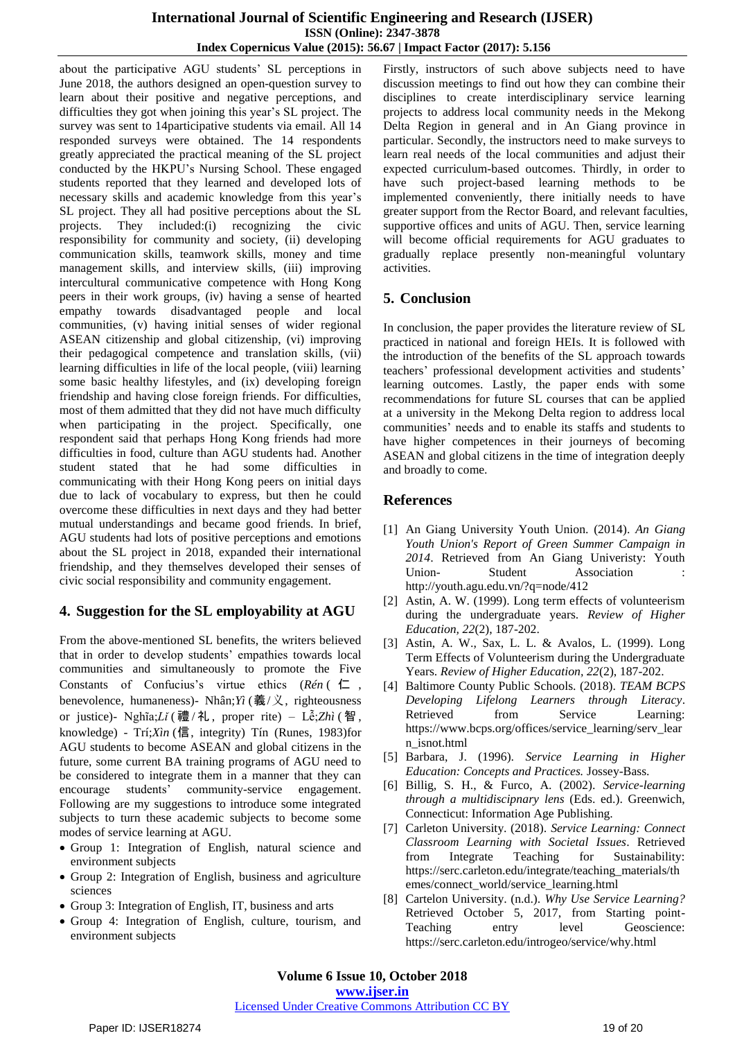about the participative AGU students' SL perceptions in June 2018, the authors designed an open-question survey to learn about their positive and negative perceptions, and difficulties they got when joining this year's SL project. The survey was sent to 14participative students via email. All 14 responded surveys were obtained. The 14 respondents greatly appreciated the practical meaning of the SL project conducted by the HKPU's Nursing School. These engaged students reported that they learned and developed lots of necessary skills and academic knowledge from this year's SL project. They all had positive perceptions about the SL projects. They included:(i) recognizing the civic responsibility for community and society, (ii) developing communication skills, teamwork skills, money and time management skills, and interview skills, (iii) improving intercultural communicative competence with Hong Kong peers in their work groups, (iv) having a sense of hearted empathy towards disadvantaged people and local communities, (v) having initial senses of wider regional ASEAN citizenship and global citizenship, (vi) improving their pedagogical competence and translation skills, (vii) learning difficulties in life of the local people, (viii) learning some basic healthy lifestyles, and (ix) developing foreign friendship and having close foreign friends. For difficulties, most of them admitted that they did not have much difficulty when participating in the project. Specifically, one respondent said that perhaps Hong Kong friends had more difficulties in food, culture than AGU students had. Another student stated that he had some difficulties in communicating with their Hong Kong peers on initial days due to lack of vocabulary to express, but then he could overcome these difficulties in next days and they had better mutual understandings and became good friends. In brief, AGU students had lots of positive perceptions and emotions about the SL project in 2018, expanded their international friendship, and they themselves developed their senses of civic social responsibility and community engagement.

## 4. Suggestion for the SL employability at AGU

From the above-mentioned SL benefits, the writers believed that in order to develop students' empathies towards local communities and simultaneously to promote the Five Constants of Confucius's virtue ethics (*Rén* (仁, benevolence, humaneness)- Nhân;*Yì* (義/义, righteousness or justice)- Nghĩa;*Lǐ* (禮/礼, proper rite) – Lễ;*Zhì* (智, knowledge) - Trí;*Xìn* (信, integrity) Tín (Runes, 1983)for AGU students to become ASEAN and global citizens in the future, some current BA training programs of AGU need to be considered to integrate them in a manner that they can encourage students' community-service engagement. Following are my suggestions to introduce some integrated subjects to turn these academic subjects to become some modes of service learning at AGU.

- Group 1: Integration of English, natural science and environment subjects
- Group 2: Integration of English, business and agriculture sciences
- Group 3: Integration of English, IT, business and arts
- Group 4: Integration of English, culture, tourism, and environment subjects

Firstly, instructors of such above subjects need to have discussion meetings to find out how they can combine their disciplines to create interdisciplinary service learning projects to address local community needs in the Mekong Delta Region in general and in An Giang province in particular. Secondly, the instructors need to make surveys to learn real needs of the local communities and adjust their expected curriculum-based outcomes. Thirdly, in order to have such project-based learning methods to be implemented conveniently, there initially needs to have greater support from the Rector Board, and relevant faculties, supportive offices and units of AGU. Then, service learning will become official requirements for AGU graduates to gradually replace presently non-meaningful voluntary activities.

## 5. Conclusion

In conclusion, the paper provides the literature review of SL practiced in national and foreign HEIs. It is followed with the introduction of the benefits of the SL approach towards teachers' professional development activities and students' learning outcomes. Lastly, the paper ends with some recommendations for future SL courses that can be applied at a university in the Mekong Delta region to address local communities' needs and to enable its staffs and students to have higher competences in their journeys of becoming ASEAN and global citizens in the time of integration deeply and broadly to come.

## References

[1] An Giang University Youth Union. (2014). *An Giang Youth Union's Report of Green Summer Campaign in 2014*. Retrieved from An Giang Univeristy: Youth Union- Student Association : http://youth.agu.edu.vn/?q=node/412

[2] Astin, A. W. (1999). Long term effects of volunteerism during the undergraduate years. *Review of Higher Education, 22*(2), 187-202.

[3] Astin, A. W., Sax, L. J. & Avalos, L. (1999). Long Term Effects of Volunteerism during the Undergraduate Years. *Review of Higher Education, 22*(2), 187-202.

[4] Baltimore County Public Schools. (2018). *TEAM BCPS Developing Lifelong Learners through Literacy*. Retrieved from Service Learning: https://www.bcps.org/offices/service_learning/serv_learn_isnot.html

[5] Barbara, J. (1996). *Service Learning in Higher Education: Concepts and Practices.* Jossey-Bass.

[6] Billig, S. H., & Furco, A. (2002). *Service-learning through a multidiscipnary lens* (Eds. ed.). Greenwich, Connecticut: Information Age Publishing.

[7] Carleton University. (2018). *Service Learning: Connect Classroom Learning with Societal Issues*. Retrieved from Integrate Teaching for Sustainability: https://serc.carleton.edu/integrate/teaching_materials/themes/connect_world/service_learning.html

[8] Cartelon University. (n.d.). *Why Use Service Learning?* Retrieved October 5, 2017, from Starting point-Teaching entry level Geoscience: https://serc.carleton.edu/introgeo/service/why.html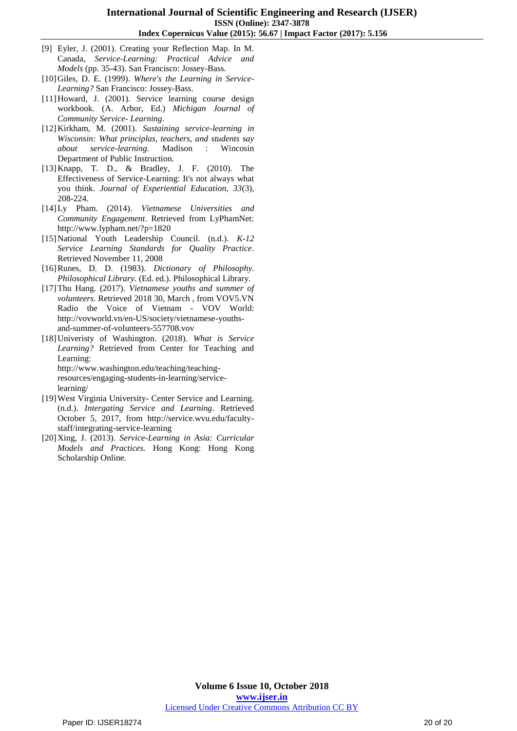[9] Eyler, J. (2001). Creating your Reflection Map. In M. Canada, *Service-Learning: Practical Advice and Models* (pp. 35-43). San Francisco: Jossey-Bass.

[10] Giles, D. E. (1999). *Where's the Learning in Service-Learning?* San Francisco: Jossey-Bass.

[11] Howard, J. (2001). Service learning course design workbook. (A. Arbor, Ed.) *Michigan Journal of Community Service- Learning*.

[12] Kirkham, M. (2001). *Sustaining service-learning in Wisconsin: What principlas, teachers, and students say about service-learning.* Madison : Wincosin Department of Public Instruction.

[13] Knapp, T. D., & Bradley, J. F. (2010). The Effectiveness of Service-Learning: It's not always what you think. *Journal of Experiential Education, 33*(3), 208-224.

[14] Ly Pham. (2014). *Vietnamese Universities and Community Engagement*. Retrieved from LyPhamNet: http://www.lypham.net/?p=1820

[15] National Youth Leadership Council. (n.d.). *K-12 Service Learning Standards for Quality Practice*. Retrieved November 11, 2008

[16] Runes, D. D. (1983). *Dictionary of Philosophy. Philosophical Library.* (Ed. ed.). Philosophical Library.

[17] Thu Hang. (2017). *Vietnamese youths and summer of volunteers*. Retrieved 2018 30, March , from VOV5.VN Radio the Voice of Vietnam - VOV World: http://vovworld.vn/en-US/society/vietnamese-youths-and-summer-of-volunteers-557708.vov

[18] Univeristy of Washington. (2018). *What is Service Learning?* Retrieved from Center for Teaching and Learning: http://www.washington.edu/teaching/teaching-resources/engaging-students-in-learning/service-learning/

[19] West Virginia University- Center Service and Learning. (n.d.). *Intergating Service and Learning*. Retrieved October 5, 2017, from http://service.wvu.edu/faculty-staff/integrating-service-learning

[20] Xing, J. (2013). *Service-Learning in Asia: Curricular Models and Practices.* Hong Kong: Hong Kong Scholarship Online.